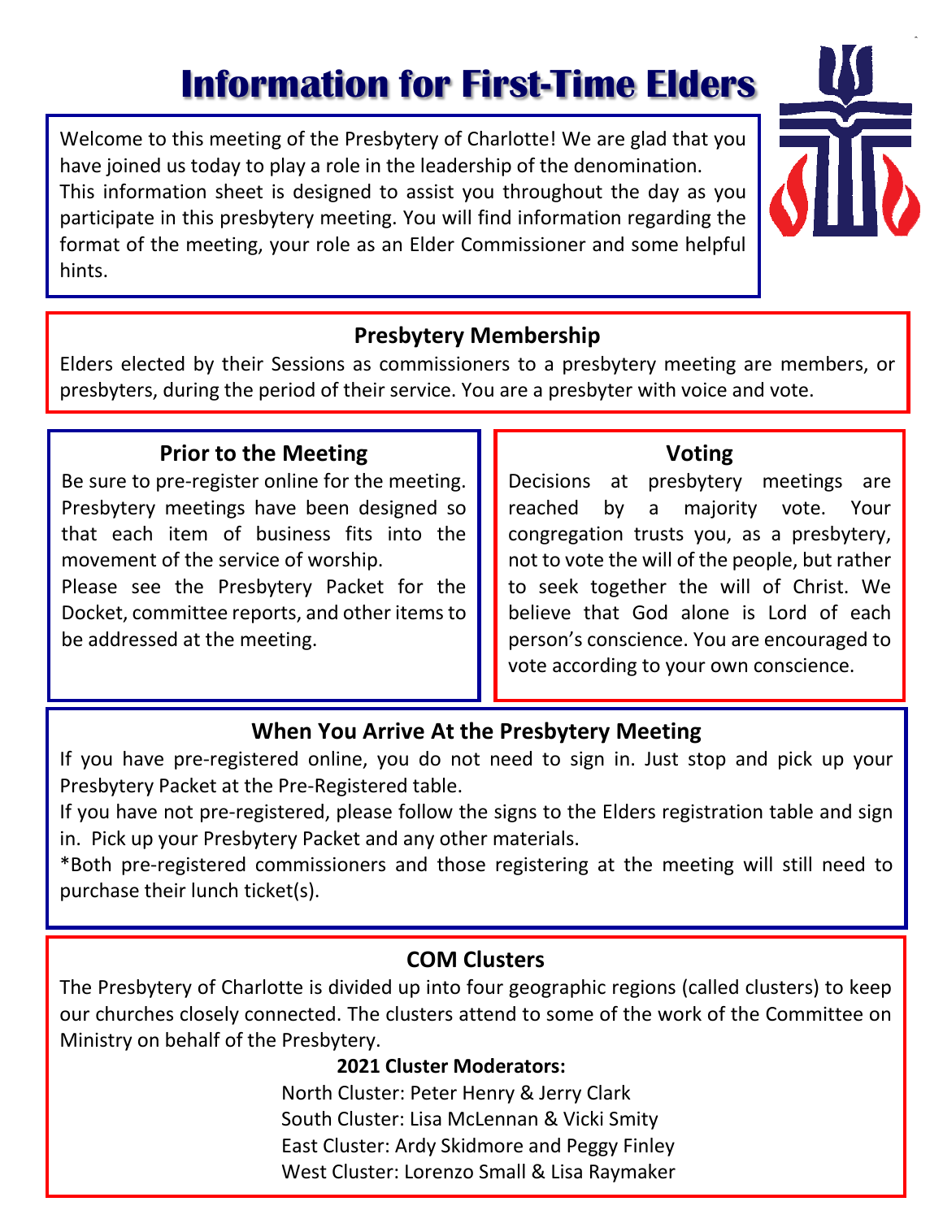# Information for First-Time Elders

Welcome to this meeting of the Presbytery of Charlotte! We are glad that you have joined us today to play a role in the leadership of the denomination. This information sheet is designed to assist you throughout the day as you participate in this presbytery meeting. You will find information regarding the format of the meeting, your role as an Elder Commissioner and some helpful hints.

## Presbytery Membership

Elders elected by their Sessions as commissioners to a presbytery meeting are members, or presbyters, during the period of their service. You are a presbyter with voice and vote.

## Prior to the Meeting

Be sure to pre-register online for the meeting. Presbytery meetings have been designed so that each item of business fits into the movement of the service of worship.

Please see the Presbytery Packet for the Docket, committee reports, and other items to be addressed at the meeting.

## Voting

Decisions at presbytery meetings are reached by a majority vote. Your congregation trusts you, as a presbytery, not to vote the will of the people, but rather to seek together the will of Christ. We believe that God alone is Lord of each person's conscience. You are encouraged to vote according to your own conscience.

## When You Arrive At the Presbytery Meeting

If you have pre-registered online, you do not need to sign in. Just stop and pick up your Presbytery Packet at the Pre-Registered table.

If you have not pre-registered, please follow the signs to the Elders registration table and sign in. Pick up your Presbytery Packet and any other materials.

*Both pre-registered commissioners and those registering at the meeting will still need to purchase their lunch ticket(s).

## COM Clusters

The Presbytery of Charlotte is divided up into four geographic regions (called clusters) to keep our churches closely connected. The clusters attend to some of the work of the Committee on Ministry on behalf of the Presbytery.

**2021 Cluster Moderators:**

North Cluster: Peter Henry & Jerry Clark
South Cluster: Lisa McLennan & Vicki Smity
East Cluster: Ardy Skidmore and Peggy Finley
West Cluster: Lorenzo Small & Lisa Raymaker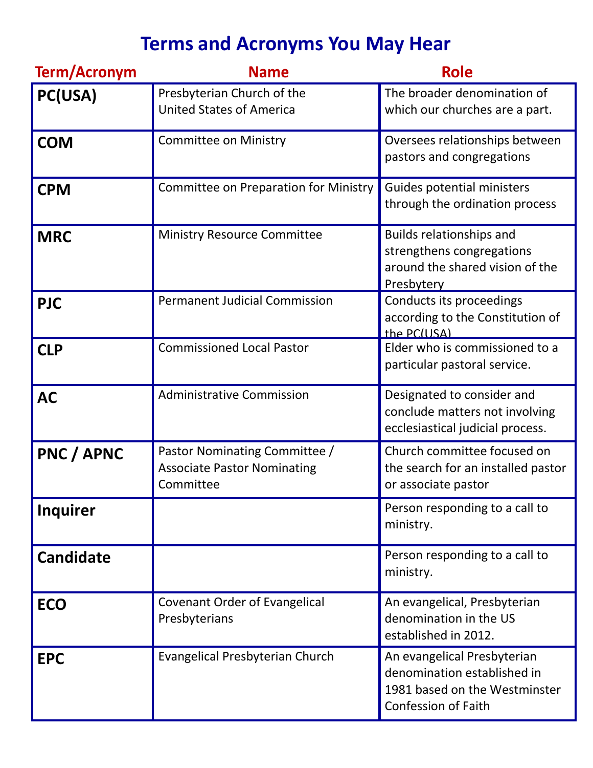# Terms and Acronyms You May Hear

| Term/Acronym | Name | Role |
|---|---|---|
| **PC(USA)** | Presbyterian Church of the United States of America | The broader denomination of which our churches are a part. |
| **COM** | Committee on Ministry | Oversees relationships between pastors and congregations |
| **CPM** | Committee on Preparation for Ministry | Guides potential ministers through the ordination process |
| **MRC** | Ministry Resource Committee | Builds relationships and strengthens congregations around the shared vision of the Presbytery |
| **PJC** | Permanent Judicial Commission | Conducts its proceedings according to the Constitution of the PC(USA) |
| **CLP** | Commissioned Local Pastor | Elder who is commissioned to a particular pastoral service. |
| **AC** | Administrative Commission | Designated to consider and conclude matters not involving ecclesiastical judicial process. |
| **PNC / APNC** | Pastor Nominating Committee / Associate Pastor Nominating Committee | Church committee focused on the search for an installed pastor or associate pastor |
| **Inquirer** | | Person responding to a call to ministry. |
| **Candidate** | | Person responding to a call to ministry. |
| **ECO** | Covenant Order of Evangelical Presbyterians | An evangelical, Presbyterian denomination in the US established in 2012. |
| **EPC** | Evangelical Presbyterian Church | An evangelical Presbyterian denomination established in 1981 based on the Westminster Confession of Faith |